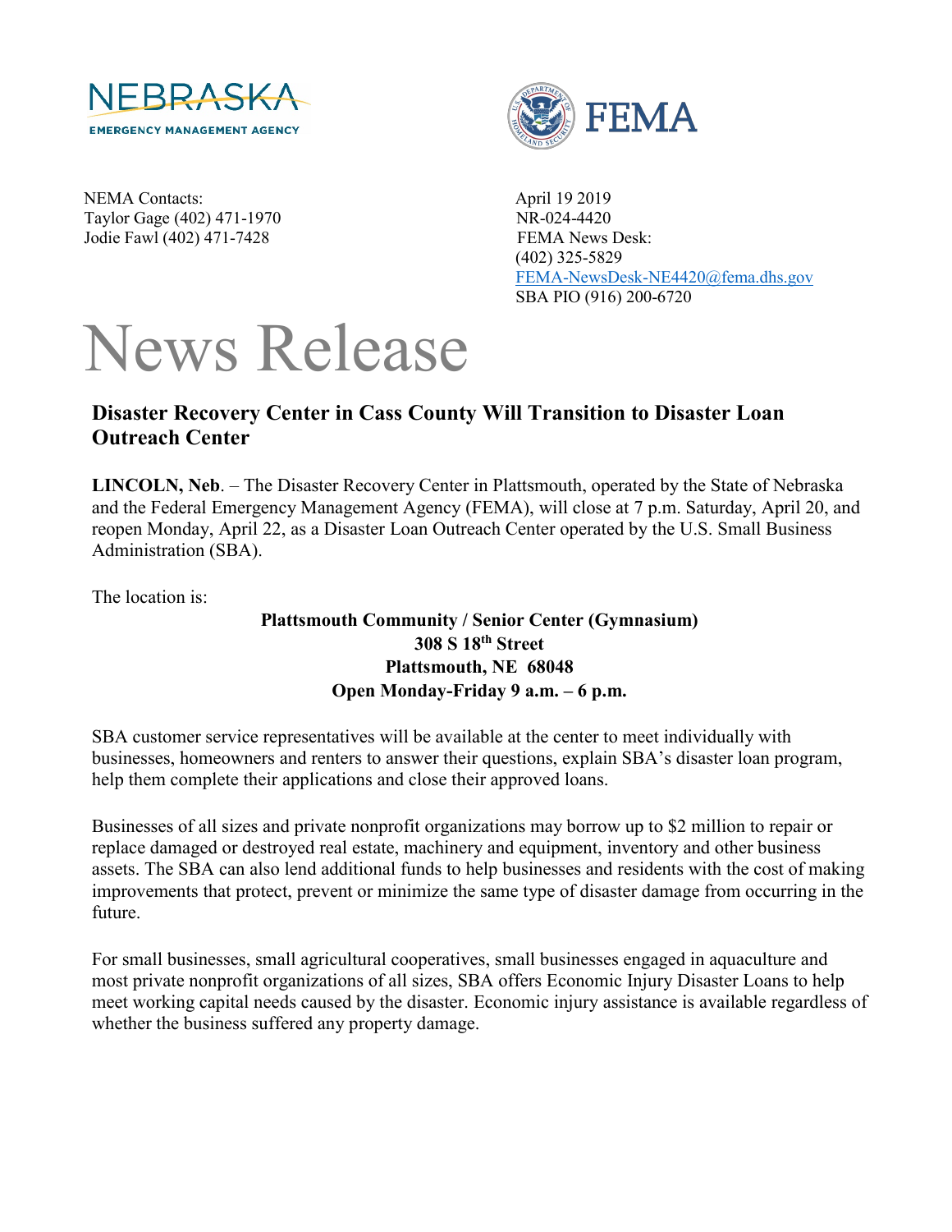NEBRASKA EMERGENCY MANAGEMENT AGENCY

FEMA

NEMA Contacts:
Taylor Gage (402) 471-1970
Jodie Fawl (402) 471-7428

April 19 2019
NR-024-4420
FEMA News Desk:
(402) 325-5829
FEMA-NewsDesk-NE4420@fema.dhs.gov
SBA PIO (916) 200-6720

# News Release

## Disaster Recovery Center in Cass County Will Transition to Disaster Loan Outreach Center

**LINCOLN, Neb**. – The Disaster Recovery Center in Plattsmouth, operated by the State of Nebraska and the Federal Emergency Management Agency (FEMA), will close at 7 p.m. Saturday, April 20, and reopen Monday, April 22, as a Disaster Loan Outreach Center operated by the U.S. Small Business Administration (SBA).

The location is:

**Plattsmouth Community / Senior Center (Gymnasium)**
**308 S 18th Street**
**Plattsmouth, NE 68048**
**Open Monday-Friday 9 a.m. – 6 p.m.**

SBA customer service representatives will be available at the center to meet individually with businesses, homeowners and renters to answer their questions, explain SBA's disaster loan program, help them complete their applications and close their approved loans.

Businesses of all sizes and private nonprofit organizations may borrow up to $2 million to repair or replace damaged or destroyed real estate, machinery and equipment, inventory and other business assets. The SBA can also lend additional funds to help businesses and residents with the cost of making improvements that protect, prevent or minimize the same type of disaster damage from occurring in the future.

For small businesses, small agricultural cooperatives, small businesses engaged in aquaculture and most private nonprofit organizations of all sizes, SBA offers Economic Injury Disaster Loans to help meet working capital needs caused by the disaster. Economic injury assistance is available regardless of whether the business suffered any property damage.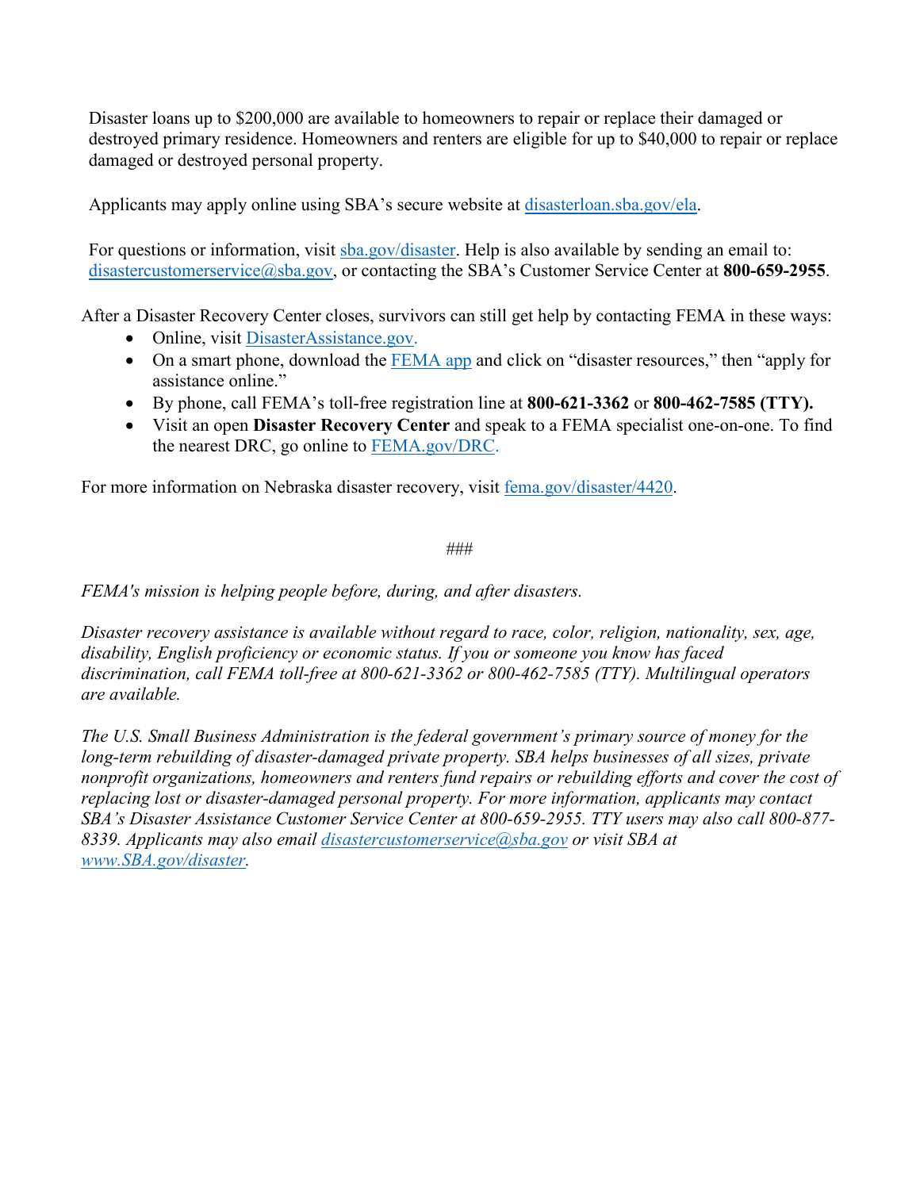Disaster loans up to $200,000 are available to homeowners to repair or replace their damaged or destroyed primary residence. Homeowners and renters are eligible for up to $40,000 to repair or replace damaged or destroyed personal property.

Applicants may apply online using SBA's secure website at disasterloan.sba.gov/ela.

For questions or information, visit sba.gov/disaster. Help is also available by sending an email to: disastercustomerservice@sba.gov, or contacting the SBA's Customer Service Center at **800-659-2955**.

After a Disaster Recovery Center closes, survivors can still get help by contacting FEMA in these ways:

- Online, visit DisasterAssistance.gov.
- On a smart phone, download the FEMA app and click on "disaster resources," then "apply for assistance online."
- By phone, call FEMA's toll-free registration line at **800-621-3362** or **800-462-7585 (TTY).**
- Visit an open **Disaster Recovery Center** and speak to a FEMA specialist one-on-one. To find the nearest DRC, go online to FEMA.gov/DRC.

For more information on Nebraska disaster recovery, visit fema.gov/disaster/4420.

###

*FEMA's mission is helping people before, during, and after disasters.*

*Disaster recovery assistance is available without regard to race, color, religion, nationality, sex, age, disability, English proficiency or economic status. If you or someone you know has faced discrimination, call FEMA toll-free at 800-621-3362 or 800-462-7585 (TTY). Multilingual operators are available.*

*The U.S. Small Business Administration is the federal government's primary source of money for the long-term rebuilding of disaster-damaged private property. SBA helps businesses of all sizes, private nonprofit organizations, homeowners and renters fund repairs or rebuilding efforts and cover the cost of replacing lost or disaster-damaged personal property. For more information, applicants may contact SBA's Disaster Assistance Customer Service Center at 800-659-2955. TTY users may also call 800-877-8339. Applicants may also email disastercustomerservice@sba.gov or visit SBA at www.SBA.gov/disaster.*